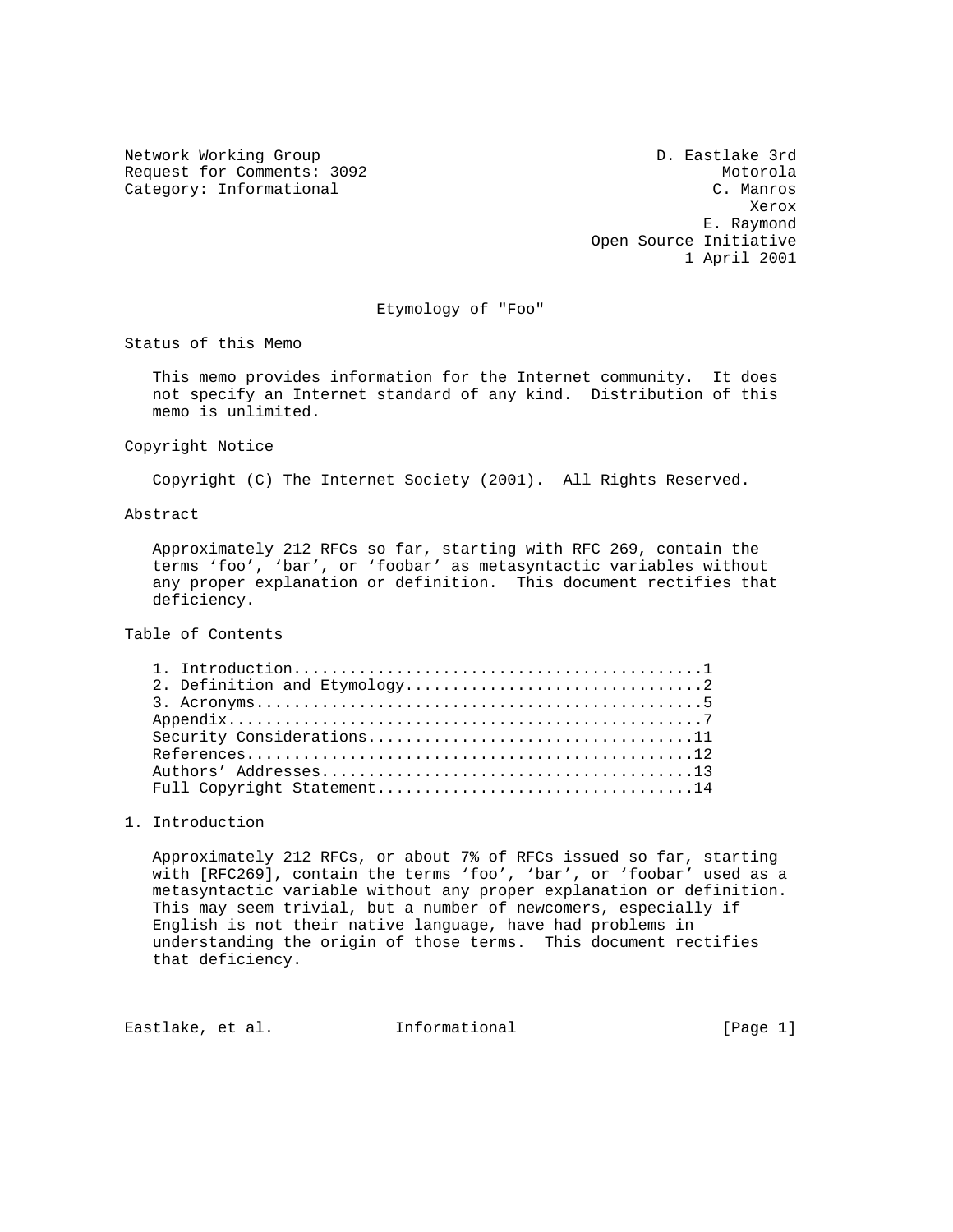Network Working Group — D. Eastlake 3rd, Motorola
Request for Comments: 3092 — C. Manros, Xerox
Category: Informational — E. Raymond, Open Source Initiative

1 April 2001

# Etymology of "Foo"

## Status of this Memo

This memo provides information for the Internet community. It does not specify an Internet standard of any kind. Distribution of this memo is unlimited.

## Copyright Notice

Copyright (C) The Internet Society (2001). All Rights Reserved.

## Abstract

Approximately 212 RFCs so far, starting with RFC 269, contain the terms 'foo', 'bar', or 'foobar' as metasyntactic variables without any proper explanation or definition. This document rectifies that deficiency.

## Table of Contents

```
1. Introduction...........................................1
2. Definition and Etymology...............................2
3. Acronyms...............................................5
Appendix..................................................7
Security Considerations..................................11
References...............................................12
Authors' Addresses.......................................13
Full Copyright Statement.................................14
```

## 1. Introduction

Approximately 212 RFCs, or about 7% of RFCs issued so far, starting with [RFC269], contain the terms 'foo', 'bar', or 'foobar' used as a metasyntactic variable without any proper explanation or definition. This may seem trivial, but a number of newcomers, especially if English is not their native language, have had problems in understanding the origin of those terms. This document rectifies that deficiency.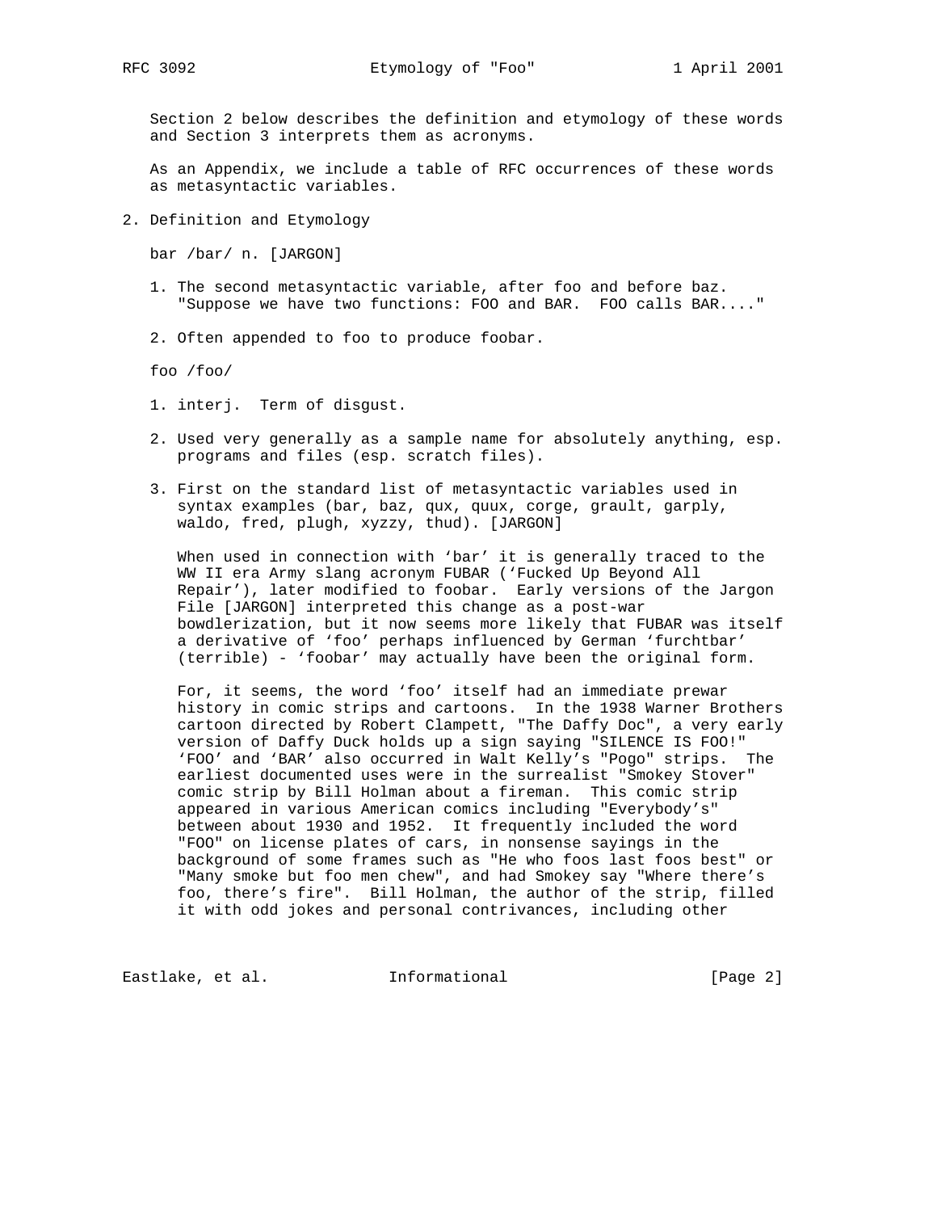Section 2 below describes the definition and etymology of these words and Section 3 interprets them as acronyms.

As an Appendix, we include a table of RFC occurrences of these words as metasyntactic variables.

## 2. Definition and Etymology

bar /bar/ n. [JARGON]

1. The second metasyntactic variable, after foo and before baz. "Suppose we have two functions: FOO and BAR. FOO calls BAR...."
2. Often appended to foo to produce foobar.

foo /foo/

1. interj. Term of disgust.
2. Used very generally as a sample name for absolutely anything, esp. programs and files (esp. scratch files).
3. First on the standard list of metasyntactic variables used in syntax examples (bar, baz, qux, quux, corge, grault, garply, waldo, fred, plugh, xyzzy, thud). [JARGON]

   When used in connection with ‘bar’ it is generally traced to the WW II era Army slang acronym FUBAR (‘Fucked Up Beyond All Repair’), later modified to foobar. Early versions of the Jargon File [JARGON] interpreted this change as a post-war bowdlerization, but it now seems more likely that FUBAR was itself a derivative of ‘foo’ perhaps influenced by German ‘furchtbar’ (terrible) - ‘foobar’ may actually have been the original form.

   For, it seems, the word ‘foo’ itself had an immediate prewar history in comic strips and cartoons. In the 1938 Warner Brothers cartoon directed by Robert Clampett, "The Daffy Doc", a very early version of Daffy Duck holds up a sign saying "SILENCE IS FOO!" ‘FOO’ and ‘BAR’ also occurred in Walt Kelly’s "Pogo" strips. The earliest documented uses were in the surrealist "Smokey Stover" comic strip by Bill Holman about a fireman. This comic strip appeared in various American comics including "Everybody’s" between about 1930 and 1952. It frequently included the word "FOO" on license plates of cars, in nonsense sayings in the background of some frames such as "He who foos last foos best" or "Many smoke but foo men chew", and had Smokey say "Where there’s foo, there’s fire". Bill Holman, the author of the strip, filled it with odd jokes and personal contrivances, including other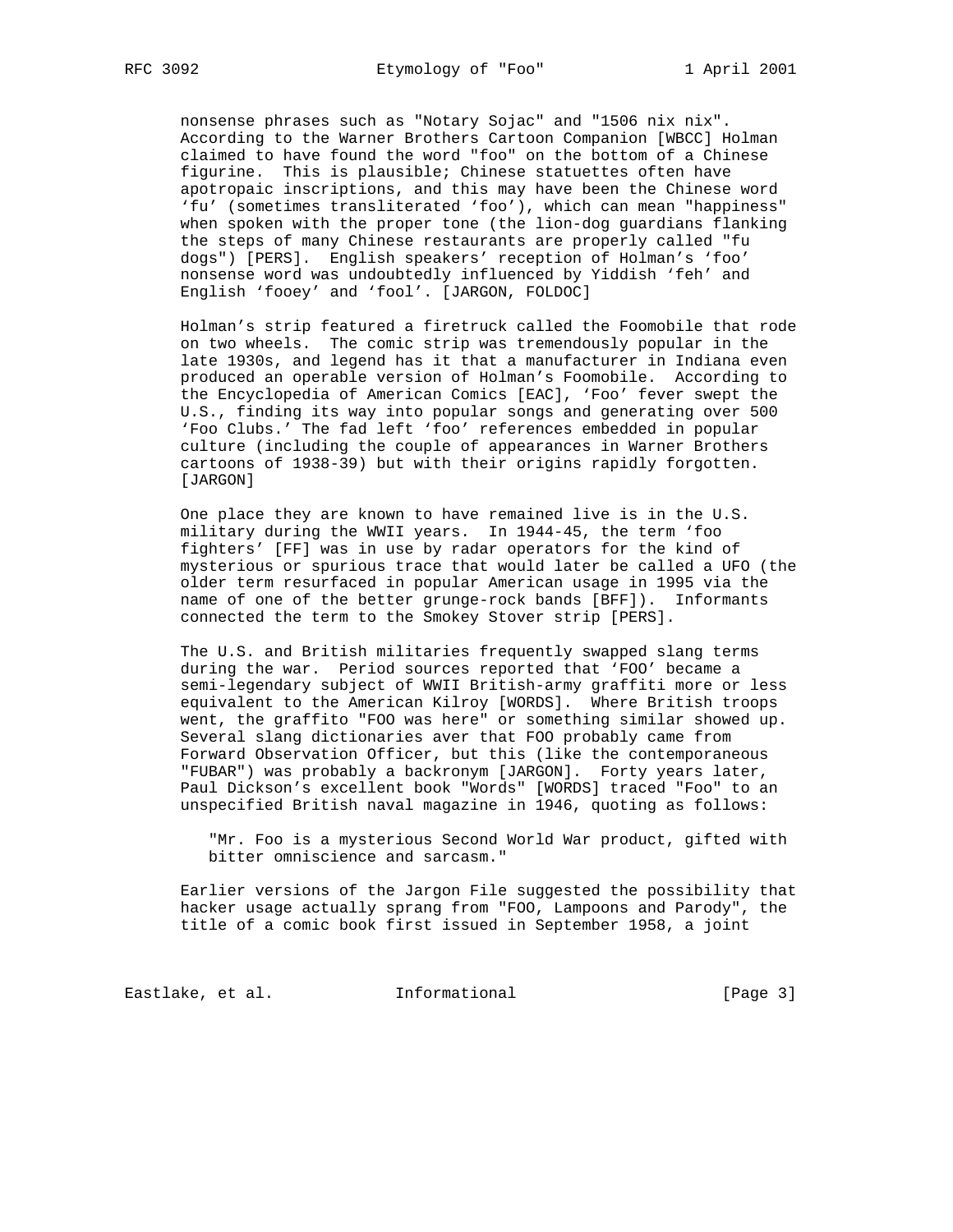nonsense phrases such as "Notary Sojac" and "1506 nix nix". According to the Warner Brothers Cartoon Companion [WBCC] Holman claimed to have found the word "foo" on the bottom of a Chinese figurine. This is plausible; Chinese statuettes often have apotropaic inscriptions, and this may have been the Chinese word ‘fu’ (sometimes transliterated ‘foo’), which can mean "happiness" when spoken with the proper tone (the lion-dog guardians flanking the steps of many Chinese restaurants are properly called "fu dogs") [PERS]. English speakers’ reception of Holman’s ‘foo’ nonsense word was undoubtedly influenced by Yiddish ‘feh’ and English ‘fooey’ and ‘fool’. [JARGON, FOLDOC]

Holman’s strip featured a firetruck called the Foomobile that rode on two wheels. The comic strip was tremendously popular in the late 1930s, and legend has it that a manufacturer in Indiana even produced an operable version of Holman’s Foomobile. According to the Encyclopedia of American Comics [EAC], ‘Foo’ fever swept the U.S., finding its way into popular songs and generating over 500 ‘Foo Clubs.’ The fad left ‘foo’ references embedded in popular culture (including the couple of appearances in Warner Brothers cartoons of 1938-39) but with their origins rapidly forgotten. [JARGON]

One place they are known to have remained live is in the U.S. military during the WWII years. In 1944-45, the term ‘foo fighters’ [FF] was in use by radar operators for the kind of mysterious or spurious trace that would later be called a UFO (the older term resurfaced in popular American usage in 1995 via the name of one of the better grunge-rock bands [BFF]). Informants connected the term to the Smokey Stover strip [PERS].

The U.S. and British militaries frequently swapped slang terms during the war. Period sources reported that ‘FOO’ became a semi-legendary subject of WWII British-army graffiti more or less equivalent to the American Kilroy [WORDS]. Where British troops went, the graffito "FOO was here" or something similar showed up. Several slang dictionaries aver that FOO probably came from Forward Observation Officer, but this (like the contemporaneous "FUBAR") was probably a backronym [JARGON]. Forty years later, Paul Dickson’s excellent book "Words" [WORDS] traced "Foo" to an unspecified British naval magazine in 1946, quoting as follows:

> "Mr. Foo is a mysterious Second World War product, gifted with bitter omniscience and sarcasm."

Earlier versions of the Jargon File suggested the possibility that hacker usage actually sprang from "FOO, Lampoons and Parody", the title of a comic book first issued in September 1958, a joint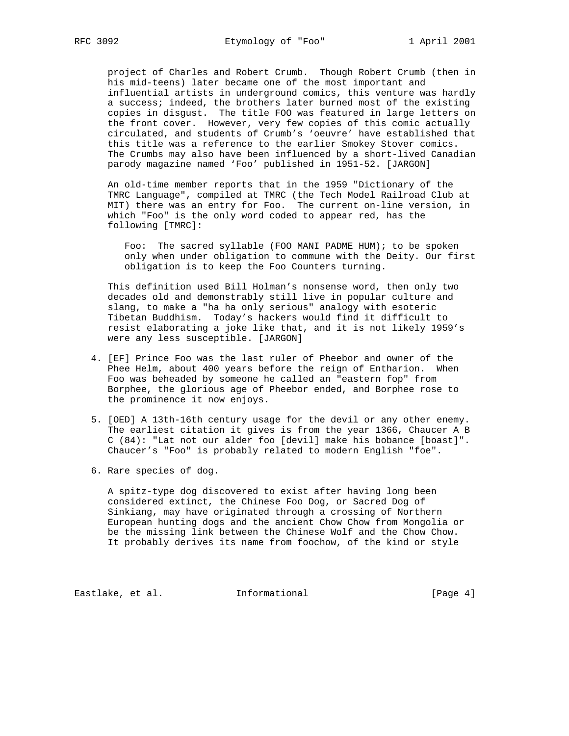project of Charles and Robert Crumb. Though Robert Crumb (then in his mid-teens) later became one of the most important and influential artists in underground comics, this venture was hardly a success; indeed, the brothers later burned most of the existing copies in disgust. The title FOO was featured in large letters on the front cover. However, very few copies of this comic actually circulated, and students of Crumb's 'oeuvre' have established that this title was a reference to the earlier Smokey Stover comics. The Crumbs may also have been influenced by a short-lived Canadian parody magazine named 'Foo' published in 1951-52. [JARGON]

An old-time member reports that in the 1959 "Dictionary of the TMRC Language", compiled at TMRC (the Tech Model Railroad Club at MIT) there was an entry for Foo. The current on-line version, in which "Foo" is the only word coded to appear red, has the following [TMRC]:

> Foo: The sacred syllable (FOO MANI PADME HUM); to be spoken only when under obligation to commune with the Deity. Our first obligation is to keep the Foo Counters turning.

This definition used Bill Holman's nonsense word, then only two decades old and demonstrably still live in popular culture and slang, to make a "ha ha only serious" analogy with esoteric Tibetan Buddhism. Today's hackers would find it difficult to resist elaborating a joke like that, and it is not likely 1959's were any less susceptible. [JARGON]

4. [EF] Prince Foo was the last ruler of Pheebor and owner of the Phee Helm, about 400 years before the reign of Entharion. When Foo was beheaded by someone he called an "eastern fop" from Borphee, the glorious age of Pheebor ended, and Borphee rose to the prominence it now enjoys.

5. [OED] A 13th-16th century usage for the devil or any other enemy. The earliest citation it gives is from the year 1366, Chaucer A B C (84): "Lat not our alder foo [devil] make his bobance [boast]". Chaucer's "Foo" is probably related to modern English "foe".

6. Rare species of dog.

   A spitz-type dog discovered to exist after having long been considered extinct, the Chinese Foo Dog, or Sacred Dog of Sinkiang, may have originated through a crossing of Northern European hunting dogs and the ancient Chow Chow from Mongolia or be the missing link between the Chinese Wolf and the Chow Chow. It probably derives its name from foochow, of the kind or style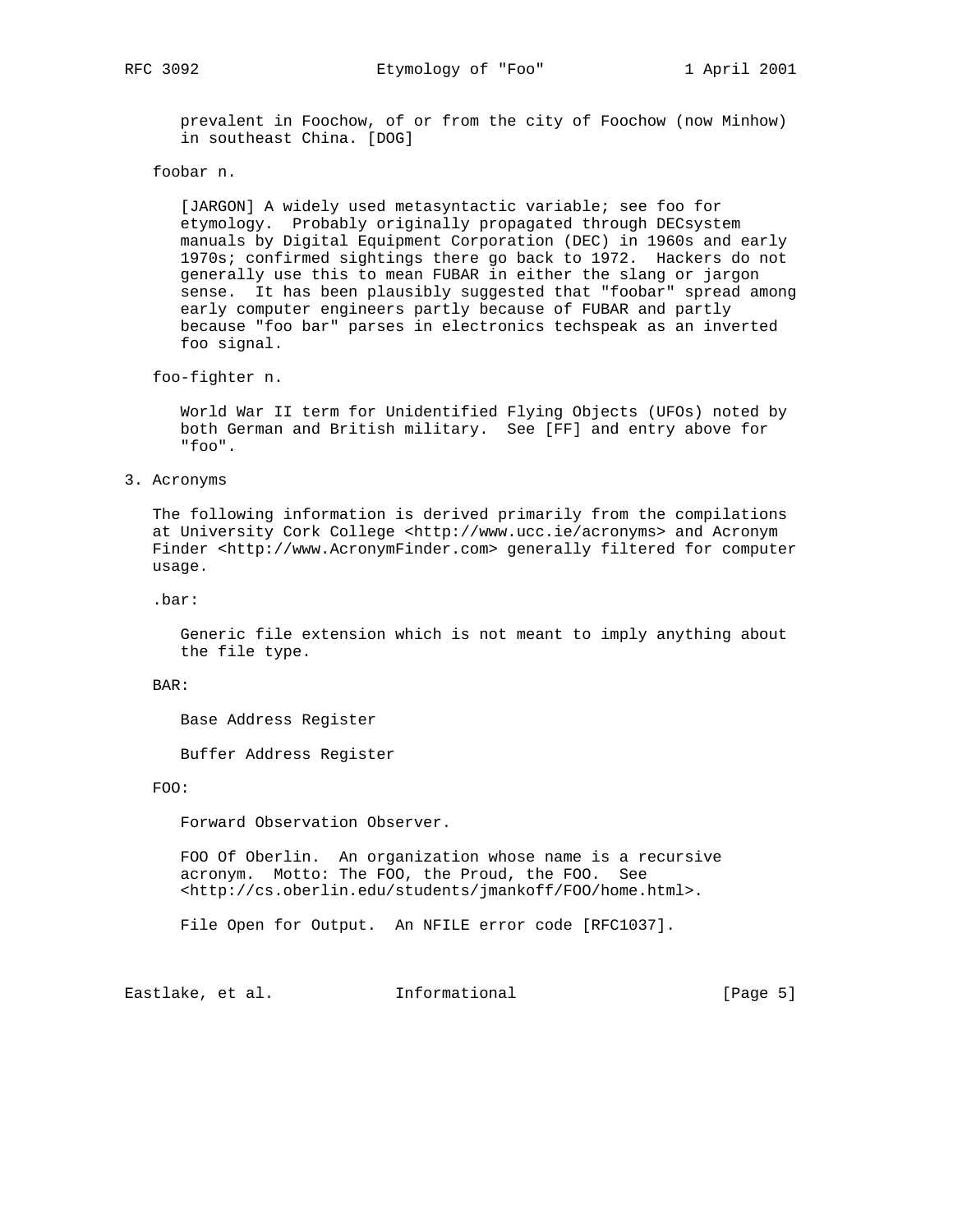prevalent in Foochow, of or from the city of Foochow (now Minhow) in southeast China. [DOG]

foobar n.

[JARGON] A widely used metasyntactic variable; see foo for etymology. Probably originally propagated through DECsystem manuals by Digital Equipment Corporation (DEC) in 1960s and early 1970s; confirmed sightings there go back to 1972. Hackers do not generally use this to mean FUBAR in either the slang or jargon sense. It has been plausibly suggested that "foobar" spread among early computer engineers partly because of FUBAR and partly because "foo bar" parses in electronics techspeak as an inverted foo signal.

foo-fighter n.

World War II term for Unidentified Flying Objects (UFOs) noted by both German and British military. See [FF] and entry above for "foo".

## 3. Acronyms

The following information is derived primarily from the compilations at University Cork College <http://www.ucc.ie/acronyms> and Acronym Finder <http://www.AcronymFinder.com> generally filtered for computer usage.

.bar:

Generic file extension which is not meant to imply anything about the file type.

BAR:

Base Address Register

Buffer Address Register

FOO:

Forward Observation Observer.

FOO Of Oberlin. An organization whose name is a recursive acronym. Motto: The FOO, the Proud, the FOO. See <http://cs.oberlin.edu/students/jmankoff/FOO/home.html>.

File Open for Output. An NFILE error code [RFC1037].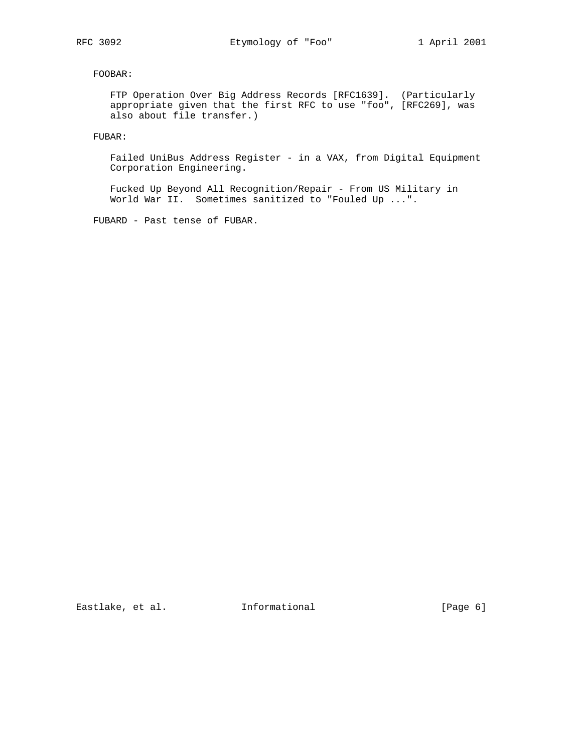FOOBAR:

FTP Operation Over Big Address Records [RFC1639]. (Particularly appropriate given that the first RFC to use "foo", [RFC269], was also about file transfer.)

FUBAR:

Failed UniBus Address Register - in a VAX, from Digital Equipment Corporation Engineering.

Fucked Up Beyond All Recognition/Repair - From US Military in World War II. Sometimes sanitized to "Fouled Up ...".

FUBARD - Past tense of FUBAR.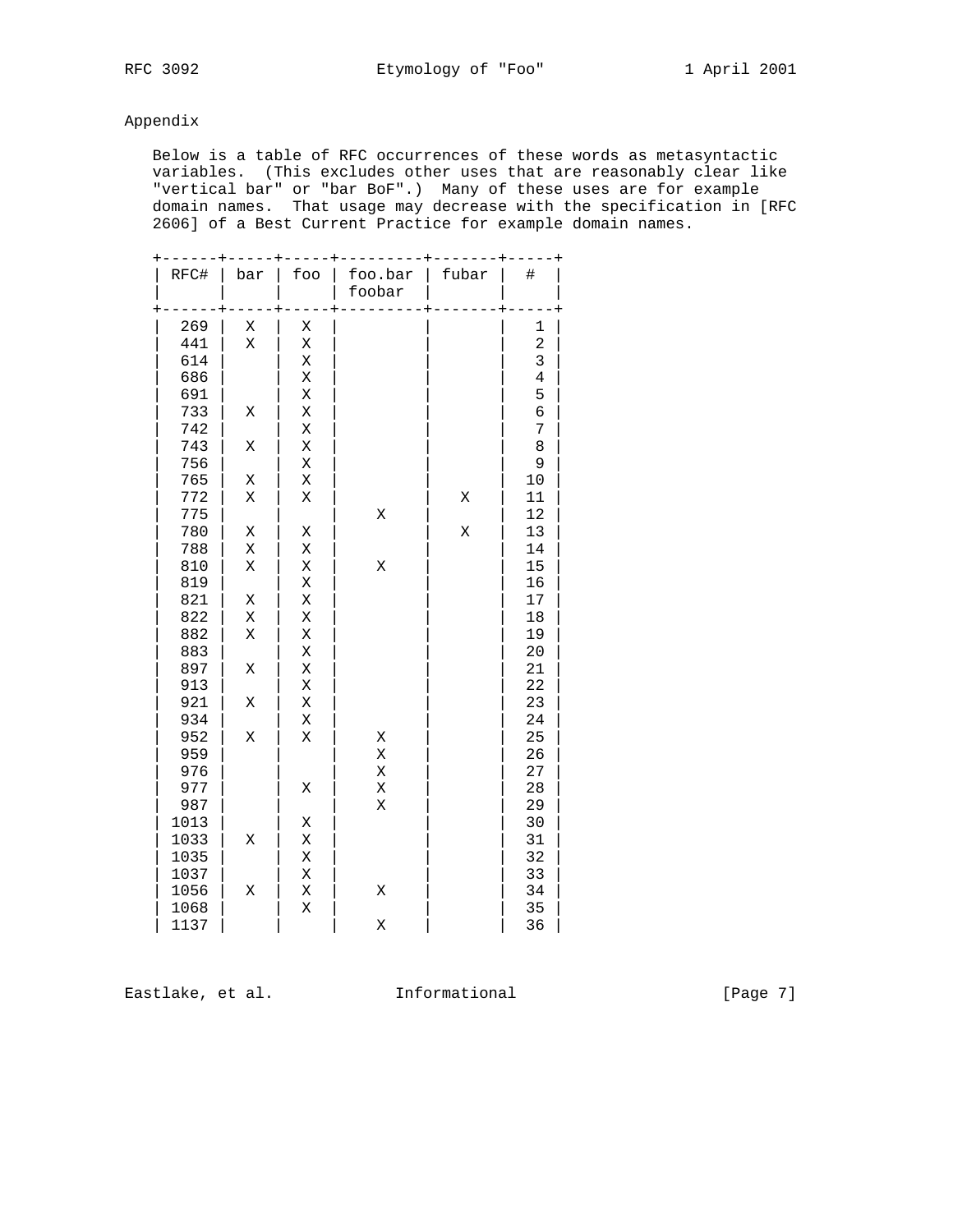## Appendix

Below is a table of RFC occurrences of these words as metasyntactic variables. (This excludes other uses that are reasonably clear like "vertical bar" or "bar BoF".) Many of these uses are for example domain names. That usage may decrease with the specification in [RFC 2606] of a Best Current Practice for example domain names.

| RFC# | bar | foo | foo.bar foobar | fubar | # |
|---|---|---|---|---|---|
| 269 | X | X | | | 1 |
| 441 | X | X | | | 2 |
| 614 | | X | | | 3 |
| 686 | | X | | | 4 |
| 691 | | X | | | 5 |
| 733 | X | X | | | 6 |
| 742 | | X | | | 7 |
| 743 | X | X | | | 8 |
| 756 | | X | | | 9 |
| 765 | X | X | | | 10 |
| 772 | X | X | | X | 11 |
| 775 | | | X | | 12 |
| 780 | X | X | | X | 13 |
| 788 | X | X | | | 14 |
| 810 | X | X | X | | 15 |
| 819 | | X | | | 16 |
| 821 | X | X | | | 17 |
| 822 | X | X | | | 18 |
| 882 | X | X | | | 19 |
| 883 | | X | | | 20 |
| 897 | X | X | | | 21 |
| 913 | | X | | | 22 |
| 921 | X | X | | | 23 |
| 934 | | X | | | 24 |
| 952 | X | X | X | | 25 |
| 959 | | | X | | 26 |
| 976 | | | X | | 27 |
| 977 | | X | X | | 28 |
| 987 | | | X | | 29 |
| 1013 | | X | | | 30 |
| 1033 | X | X | | | 31 |
| 1035 | | X | | | 32 |
| 1037 | | X | | | 33 |
| 1056 | X | X | X | | 34 |
| 1068 | | X | | | 35 |
| 1137 | | | X | | 36 |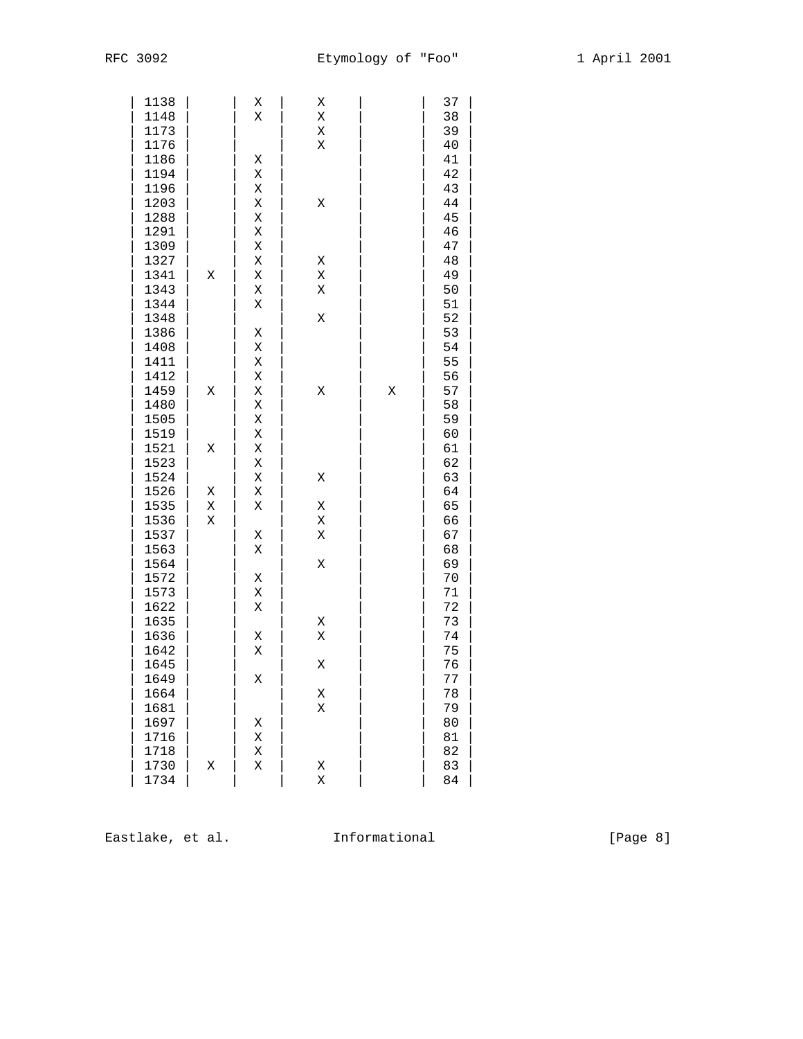| | | | | | |
|---|---|---|---|---|---|
| 1138 | | X | X | | 37 |
| 1148 | | X | X | | 38 |
| 1173 | | | X | | 39 |
| 1176 | | | X | | 40 |
| 1186 | | X | | | 41 |
| 1194 | | X | | | 42 |
| 1196 | | X | | | 43 |
| 1203 | | X | X | | 44 |
| 1288 | | X | | | 45 |
| 1291 | | X | | | 46 |
| 1309 | | X | | | 47 |
| 1327 | | X | X | | 48 |
| 1341 | X | X | X | | 49 |
| 1343 | | X | X | | 50 |
| 1344 | | X | | | 51 |
| 1348 | | | X | | 52 |
| 1386 | | X | | | 53 |
| 1408 | | X | | | 54 |
| 1411 | | X | | | 55 |
| 1412 | | X | | | 56 |
| 1459 | X | X | X | X | 57 |
| 1480 | | X | | | 58 |
| 1505 | | X | | | 59 |
| 1519 | | X | | | 60 |
| 1521 | X | X | | | 61 |
| 1523 | | X | | | 62 |
| 1524 | | X | X | | 63 |
| 1526 | X | X | | | 64 |
| 1535 | X | X | X | | 65 |
| 1536 | X | | X | | 66 |
| 1537 | | X | X | | 67 |
| 1563 | | X | | | 68 |
| 1564 | | | X | | 69 |
| 1572 | | X | | | 70 |
| 1573 | | X | | | 71 |
| 1622 | | X | | | 72 |
| 1635 | | | X | | 73 |
| 1636 | | X | X | | 74 |
| 1642 | | X | | | 75 |
| 1645 | | | X | | 76 |
| 1649 | | X | | | 77 |
| 1664 | | | X | | 78 |
| 1681 | | | X | | 79 |
| 1697 | | X | | | 80 |
| 1716 | | X | | | 81 |
| 1718 | | X | | | 82 |
| 1730 | X | X | X | | 83 |
| 1734 | | | X | | 84 |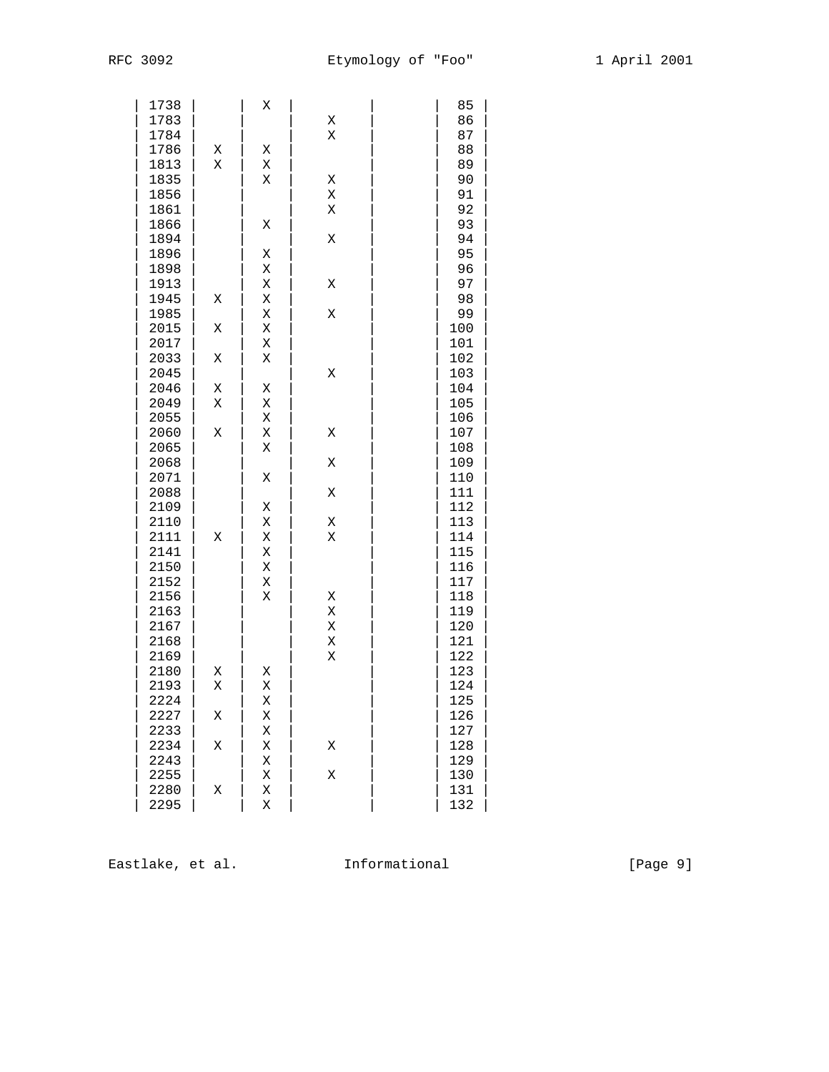| | | | | | |
|---|---|---|---|---|---|
| 1738 | | X | | | 85 |
| 1783 | | | X | | 86 |
| 1784 | | | X | | 87 |
| 1786 | X | X | | | 88 |
| 1813 | X | X | | | 89 |
| 1835 | | X | X | | 90 |
| 1856 | | | X | | 91 |
| 1861 | | | X | | 92 |
| 1866 | | X | | | 93 |
| 1894 | | | X | | 94 |
| 1896 | | X | | | 95 |
| 1898 | | X | | | 96 |
| 1913 | | X | X | | 97 |
| 1945 | X | X | | | 98 |
| 1985 | | X | X | | 99 |
| 2015 | X | X | | | 100 |
| 2017 | | X | | | 101 |
| 2033 | X | X | | | 102 |
| 2045 | | | X | | 103 |
| 2046 | X | X | | | 104 |
| 2049 | X | X | | | 105 |
| 2055 | | X | | | 106 |
| 2060 | X | X | X | | 107 |
| 2065 | | X | | | 108 |
| 2068 | | | X | | 109 |
| 2071 | | X | | | 110 |
| 2088 | | | X | | 111 |
| 2109 | | X | | | 112 |
| 2110 | | X | X | | 113 |
| 2111 | X | X | X | | 114 |
| 2141 | | X | | | 115 |
| 2150 | | X | | | 116 |
| 2152 | | X | | | 117 |
| 2156 | | X | X | | 118 |
| 2163 | | | X | | 119 |
| 2167 | | | X | | 120 |
| 2168 | | | X | | 121 |
| 2169 | | | X | | 122 |
| 2180 | X | X | | | 123 |
| 2193 | X | X | | | 124 |
| 2224 | | X | | | 125 |
| 2227 | X | X | | | 126 |
| 2233 | | X | | | 127 |
| 2234 | X | X | X | | 128 |
| 2243 | | X | | | 129 |
| 2255 | | X | X | | 130 |
| 2280 | X | X | | | 131 |
| 2295 | | X | | | 132 |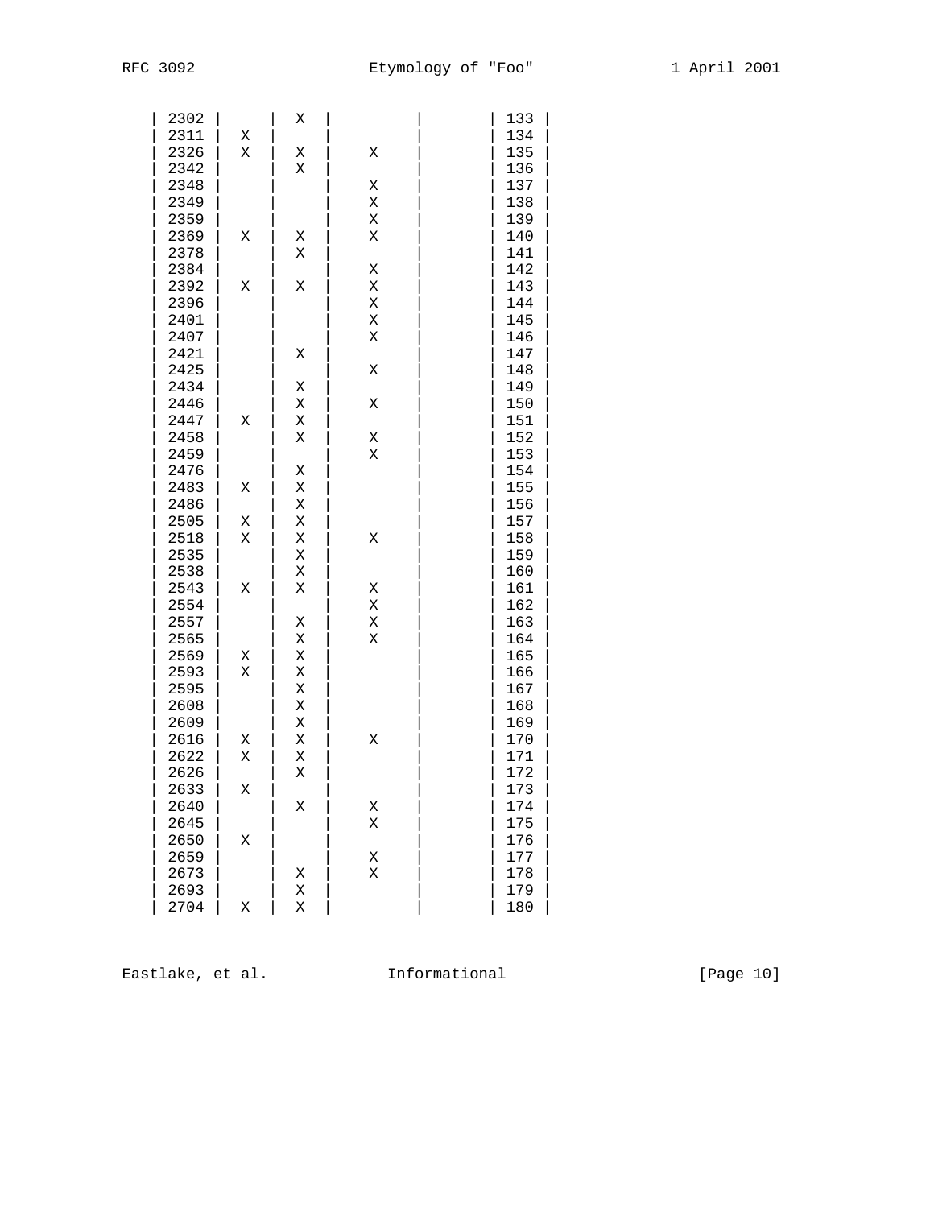| | | | | | |
|---|---|---|---|---|---|
| 2302 | | X | | | 133 |
| 2311 | X | | | | 134 |
| 2326 | X | X | X | | 135 |
| 2342 | | X | | | 136 |
| 2348 | | | X | | 137 |
| 2349 | | | X | | 138 |
| 2359 | | | X | | 139 |
| 2369 | X | X | X | | 140 |
| 2378 | | X | | | 141 |
| 2384 | | | X | | 142 |
| 2392 | X | X | X | | 143 |
| 2396 | | | X | | 144 |
| 2401 | | | X | | 145 |
| 2407 | | | X | | 146 |
| 2421 | | X | | | 147 |
| 2425 | | | X | | 148 |
| 2434 | | X | | | 149 |
| 2446 | | X | X | | 150 |
| 2447 | X | X | | | 151 |
| 2458 | | X | X | | 152 |
| 2459 | | | X | | 153 |
| 2476 | | X | | | 154 |
| 2483 | X | X | | | 155 |
| 2486 | | X | | | 156 |
| 2505 | X | X | | | 157 |
| 2518 | X | X | X | | 158 |
| 2535 | | X | | | 159 |
| 2538 | | X | | | 160 |
| 2543 | X | X | X | | 161 |
| 2554 | | | X | | 162 |
| 2557 | | X | X | | 163 |
| 2565 | | X | X | | 164 |
| 2569 | X | X | | | 165 |
| 2593 | X | X | | | 166 |
| 2595 | | X | | | 167 |
| 2608 | | X | | | 168 |
| 2609 | | X | | | 169 |
| 2616 | X | X | X | | 170 |
| 2622 | X | X | | | 171 |
| 2626 | | X | | | 172 |
| 2633 | X | | | | 173 |
| 2640 | | X | X | | 174 |
| 2645 | | | X | | 175 |
| 2650 | X | | | | 176 |
| 2659 | | | X | | 177 |
| 2673 | | X | X | | 178 |
| 2693 | | X | | | 179 |
| 2704 | X | X | | | 180 |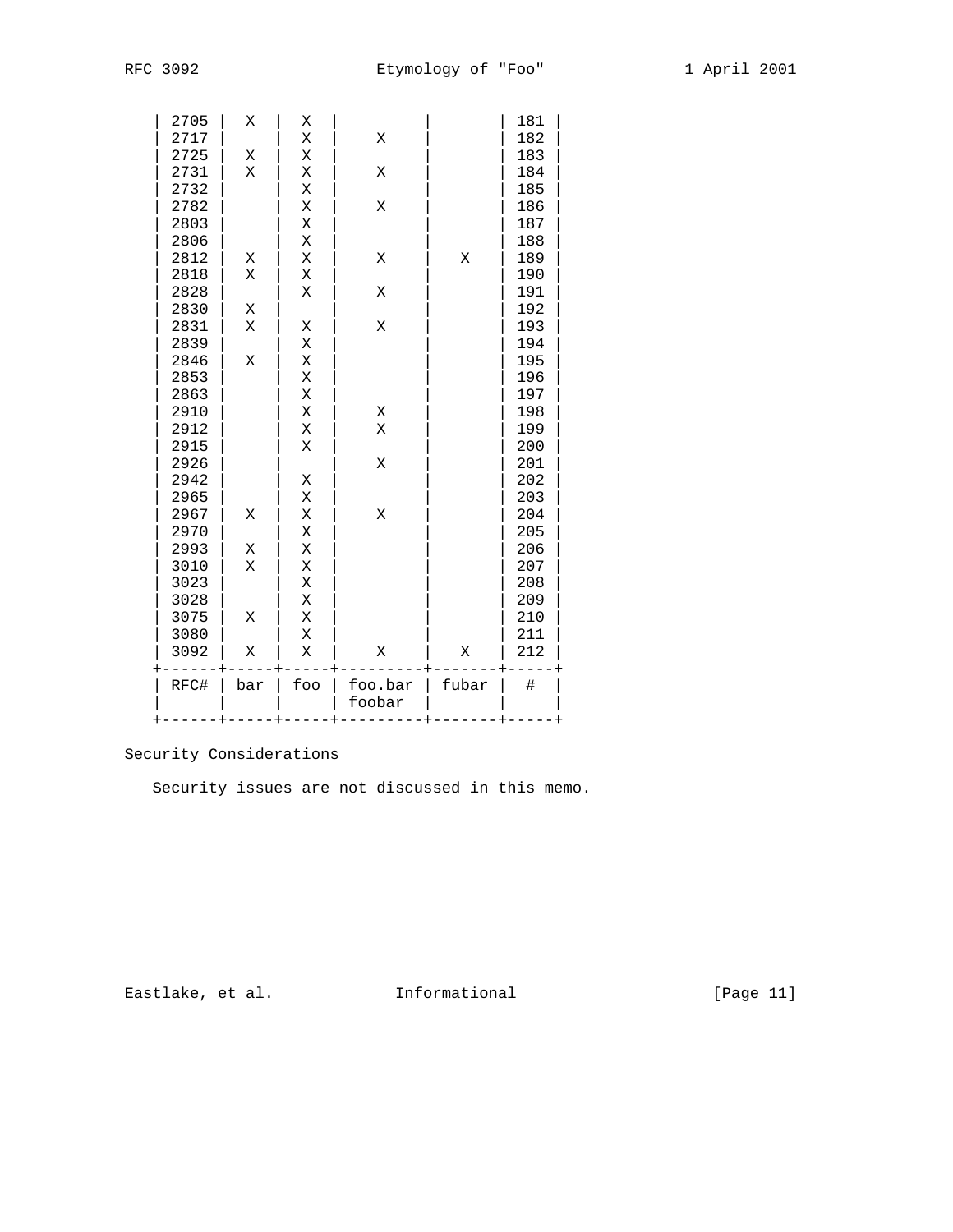| RFC# | bar | foo | foo.bar foobar | fubar | # |
|---|---|---|---|---|---|
| 2705 | X | X | | | 181 |
| 2717 | | X | X | | 182 |
| 2725 | X | X | | | 183 |
| 2731 | X | X | X | | 184 |
| 2732 | | X | | | 185 |
| 2782 | | X | X | | 186 |
| 2803 | | X | | | 187 |
| 2806 | | X | | | 188 |
| 2812 | X | X | X | X | 189 |
| 2818 | X | X | | | 190 |
| 2828 | | X | X | | 191 |
| 2830 | X | | | | 192 |
| 2831 | X | X | X | | 193 |
| 2839 | | X | | | 194 |
| 2846 | X | X | | | 195 |
| 2853 | | X | | | 196 |
| 2863 | | X | | | 197 |
| 2910 | | X | X | | 198 |
| 2912 | | X | X | | 199 |
| 2915 | | X | | | 200 |
| 2926 | | | X | | 201 |
| 2942 | | X | | | 202 |
| 2965 | | X | | | 203 |
| 2967 | X | X | X | | 204 |
| 2970 | | X | | | 205 |
| 2993 | X | X | | | 206 |
| 3010 | X | X | | | 207 |
| 3023 | | X | | | 208 |
| 3028 | | X | | | 209 |
| 3075 | X | X | | | 210 |
| 3080 | | X | | | 211 |
| 3092 | X | X | X | X | 212 |

## Security Considerations

Security issues are not discussed in this memo.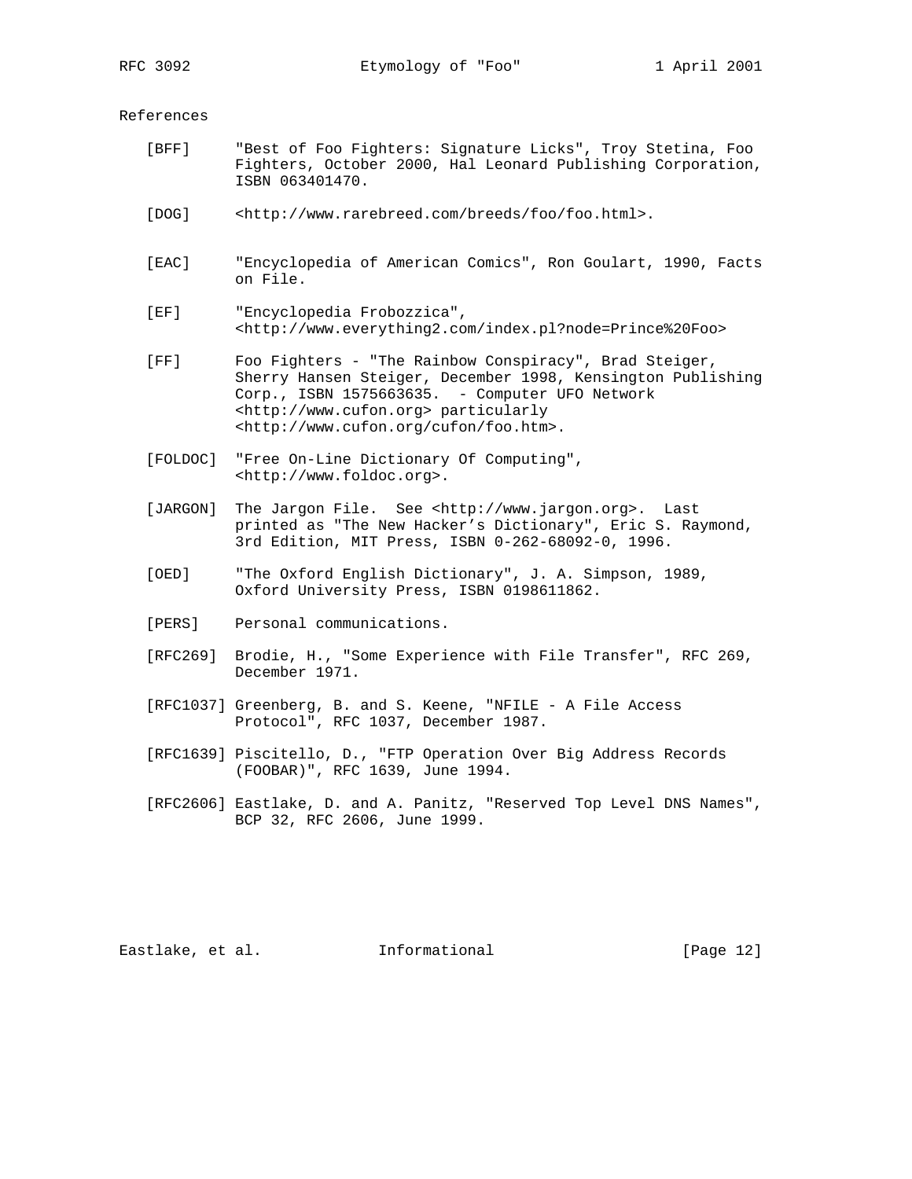## References

[BFF] "Best of Foo Fighters: Signature Licks", Troy Stetina, Foo Fighters, October 2000, Hal Leonard Publishing Corporation, ISBN 063401470.

[DOG] <http://www.rarebreed.com/breeds/foo/foo.html>.

[EAC] "Encyclopedia of American Comics", Ron Goulart, 1990, Facts on File.

[EF] "Encyclopedia Frobozzica", <http://www.everything2.com/index.pl?node=Prince%20Foo>

[FF] Foo Fighters - "The Rainbow Conspiracy", Brad Steiger, Sherry Hansen Steiger, December 1998, Kensington Publishing Corp., ISBN 1575663635. - Computer UFO Network <http://www.cufon.org> particularly <http://www.cufon.org/cufon/foo.htm>.

[FOLDOC] "Free On-Line Dictionary Of Computing", <http://www.foldoc.org>.

[JARGON] The Jargon File. See <http://www.jargon.org>. Last printed as "The New Hacker's Dictionary", Eric S. Raymond, 3rd Edition, MIT Press, ISBN 0-262-68092-0, 1996.

[OED] "The Oxford English Dictionary", J. A. Simpson, 1989, Oxford University Press, ISBN 0198611862.

[PERS] Personal communications.

[RFC269] Brodie, H., "Some Experience with File Transfer", RFC 269, December 1971.

[RFC1037] Greenberg, B. and S. Keene, "NFILE - A File Access Protocol", RFC 1037, December 1987.

[RFC1639] Piscitello, D., "FTP Operation Over Big Address Records (FOOBAR)", RFC 1639, June 1994.

[RFC2606] Eastlake, D. and A. Panitz, "Reserved Top Level DNS Names", BCP 32, RFC 2606, June 1999.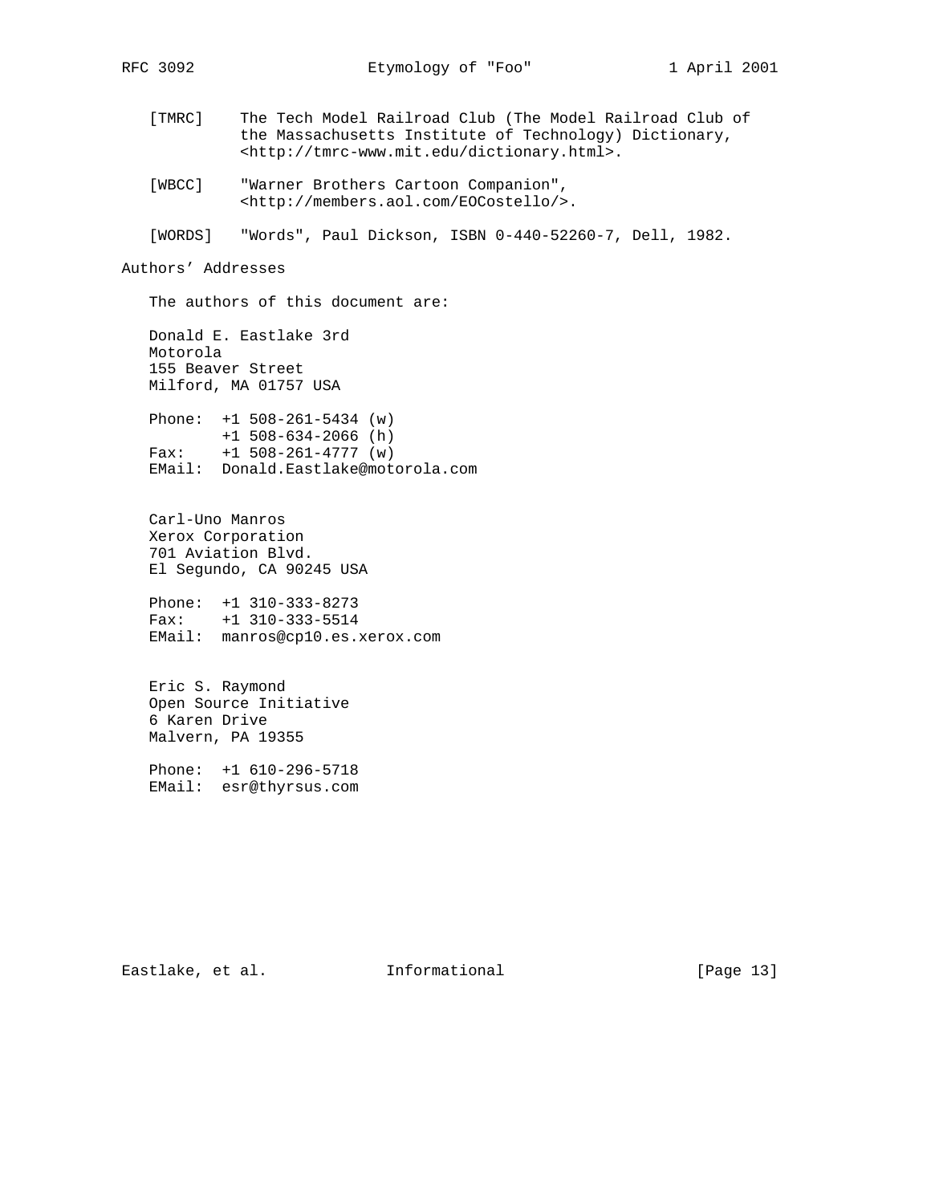[TMRC] The Tech Model Railroad Club (The Model Railroad Club of the Massachusetts Institute of Technology) Dictionary, <http://tmrc-www.mit.edu/dictionary.html>.

[WBCC] "Warner Brothers Cartoon Companion", <http://members.aol.com/EOCostello/>.

[WORDS] "Words", Paul Dickson, ISBN 0-440-52260-7, Dell, 1982.

## Authors' Addresses

The authors of this document are:

Donald E. Eastlake 3rd
Motorola
155 Beaver Street
Milford, MA 01757 USA

Phone: +1 508-261-5434 (w)
+1 508-634-2066 (h)
Fax: +1 508-261-4777 (w)
EMail: Donald.Eastlake@motorola.com

Carl-Uno Manros
Xerox Corporation
701 Aviation Blvd.
El Segundo, CA 90245 USA

Phone: +1 310-333-8273
Fax: +1 310-333-5514
EMail: manros@cp10.es.xerox.com

Eric S. Raymond
Open Source Initiative
6 Karen Drive
Malvern, PA 19355

Phone: +1 610-296-5718
EMail: esr@thyrsus.com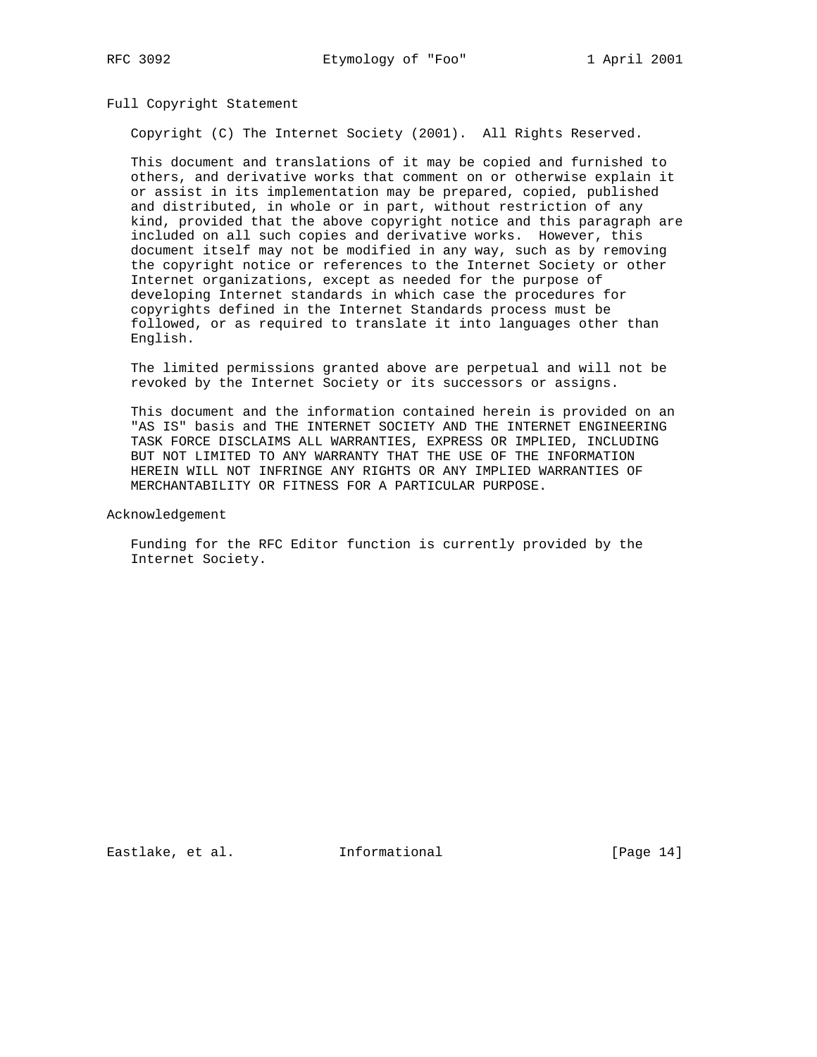## Full Copyright Statement

Copyright (C) The Internet Society (2001). All Rights Reserved.

This document and translations of it may be copied and furnished to others, and derivative works that comment on or otherwise explain it or assist in its implementation may be prepared, copied, published and distributed, in whole or in part, without restriction of any kind, provided that the above copyright notice and this paragraph are included on all such copies and derivative works. However, this document itself may not be modified in any way, such as by removing the copyright notice or references to the Internet Society or other Internet organizations, except as needed for the purpose of developing Internet standards in which case the procedures for copyrights defined in the Internet Standards process must be followed, or as required to translate it into languages other than English.

The limited permissions granted above are perpetual and will not be revoked by the Internet Society or its successors or assigns.

This document and the information contained herein is provided on an "AS IS" basis and THE INTERNET SOCIETY AND THE INTERNET ENGINEERING TASK FORCE DISCLAIMS ALL WARRANTIES, EXPRESS OR IMPLIED, INCLUDING BUT NOT LIMITED TO ANY WARRANTY THAT THE USE OF THE INFORMATION HEREIN WILL NOT INFRINGE ANY RIGHTS OR ANY IMPLIED WARRANTIES OF MERCHANTABILITY OR FITNESS FOR A PARTICULAR PURPOSE.

## Acknowledgement

Funding for the RFC Editor function is currently provided by the Internet Society.